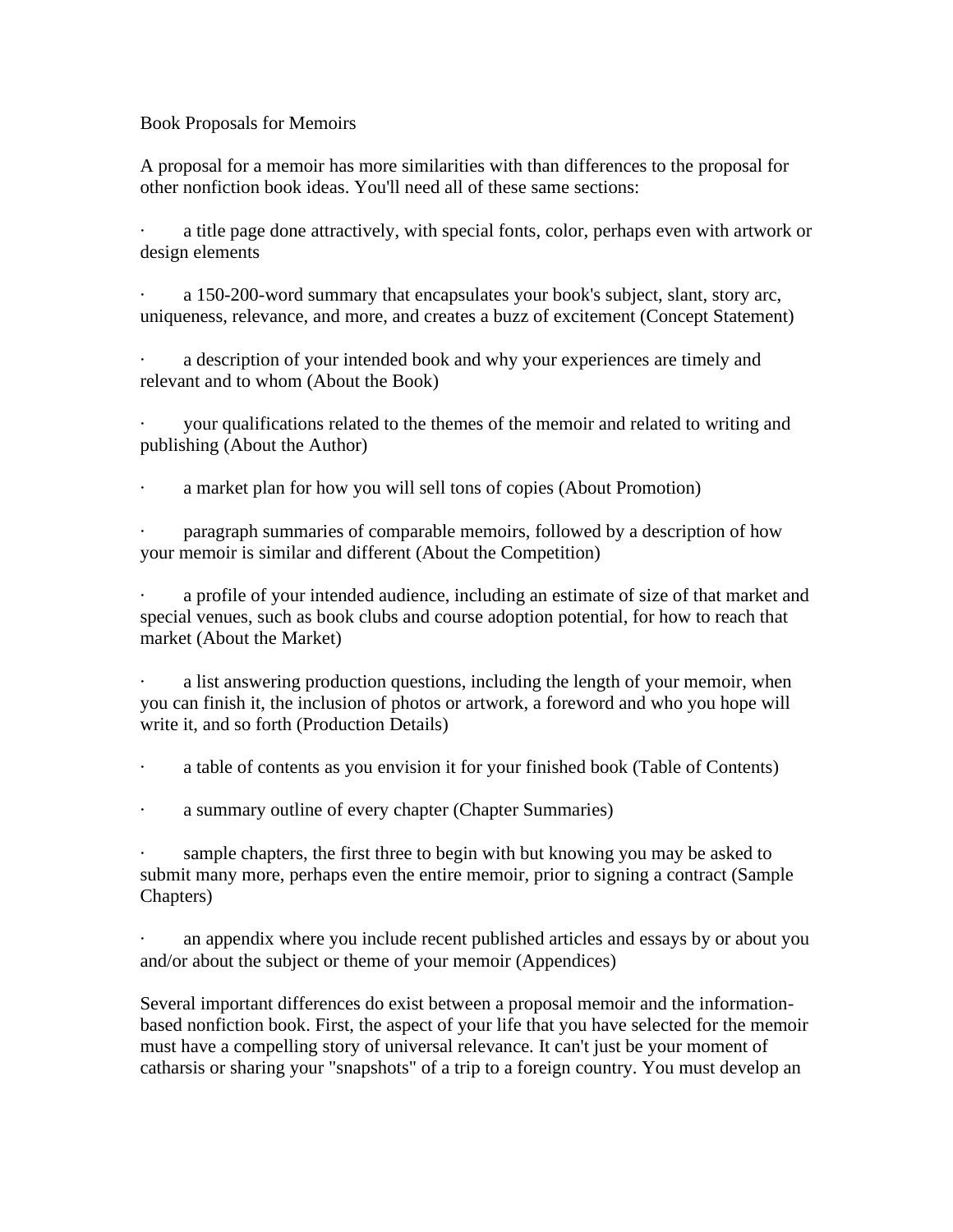# Book Proposals for Memoirs

A proposal for a memoir has more similarities with than differences to the proposal for other nonfiction book ideas. You'll need all of these same sections:

- a title page done attractively, with special fonts, color, perhaps even with artwork or design elements
- a 150-200-word summary that encapsulates your book's subject, slant, story arc, uniqueness, relevance, and more, and creates a buzz of excitement (Concept Statement)
- a description of your intended book and why your experiences are timely and relevant and to whom (About the Book)
- your qualifications related to the themes of the memoir and related to writing and publishing (About the Author)
- a market plan for how you will sell tons of copies (About Promotion)
- paragraph summaries of comparable memoirs, followed by a description of how your memoir is similar and different (About the Competition)
- a profile of your intended audience, including an estimate of size of that market and special venues, such as book clubs and course adoption potential, for how to reach that market (About the Market)
- a list answering production questions, including the length of your memoir, when you can finish it, the inclusion of photos or artwork, a foreword and who you hope will write it, and so forth (Production Details)
- a table of contents as you envision it for your finished book (Table of Contents)
- a summary outline of every chapter (Chapter Summaries)
- sample chapters, the first three to begin with but knowing you may be asked to submit many more, perhaps even the entire memoir, prior to signing a contract (Sample Chapters)
- an appendix where you include recent published articles and essays by or about you and/or about the subject or theme of your memoir (Appendices)

Several important differences do exist between a proposal memoir and the information-based nonfiction book. First, the aspect of your life that you have selected for the memoir must have a compelling story of universal relevance. It can't just be your moment of catharsis or sharing your "snapshots" of a trip to a foreign country. You must develop an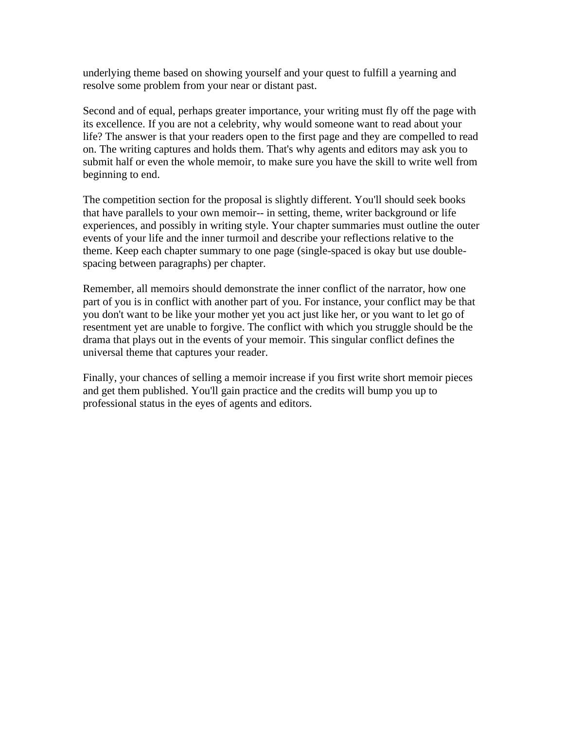underlying theme based on showing yourself and your quest to fulfill a yearning and resolve some problem from your near or distant past.

Second and of equal, perhaps greater importance, your writing must fly off the page with its excellence. If you are not a celebrity, why would someone want to read about your life? The answer is that your readers open to the first page and they are compelled to read on. The writing captures and holds them. That's why agents and editors may ask you to submit half or even the whole memoir, to make sure you have the skill to write well from beginning to end.

The competition section for the proposal is slightly different. You'll should seek books that have parallels to your own memoir-- in setting, theme, writer background or life experiences, and possibly in writing style. Your chapter summaries must outline the outer events of your life and the inner turmoil and describe your reflections relative to the theme. Keep each chapter summary to one page (single-spaced is okay but use double-spacing between paragraphs) per chapter.

Remember, all memoirs should demonstrate the inner conflict of the narrator, how one part of you is in conflict with another part of you. For instance, your conflict may be that you don't want to be like your mother yet you act just like her, or you want to let go of resentment yet are unable to forgive. The conflict with which you struggle should be the drama that plays out in the events of your memoir. This singular conflict defines the universal theme that captures your reader.

Finally, your chances of selling a memoir increase if you first write short memoir pieces and get them published. You'll gain practice and the credits will bump you up to professional status in the eyes of agents and editors.